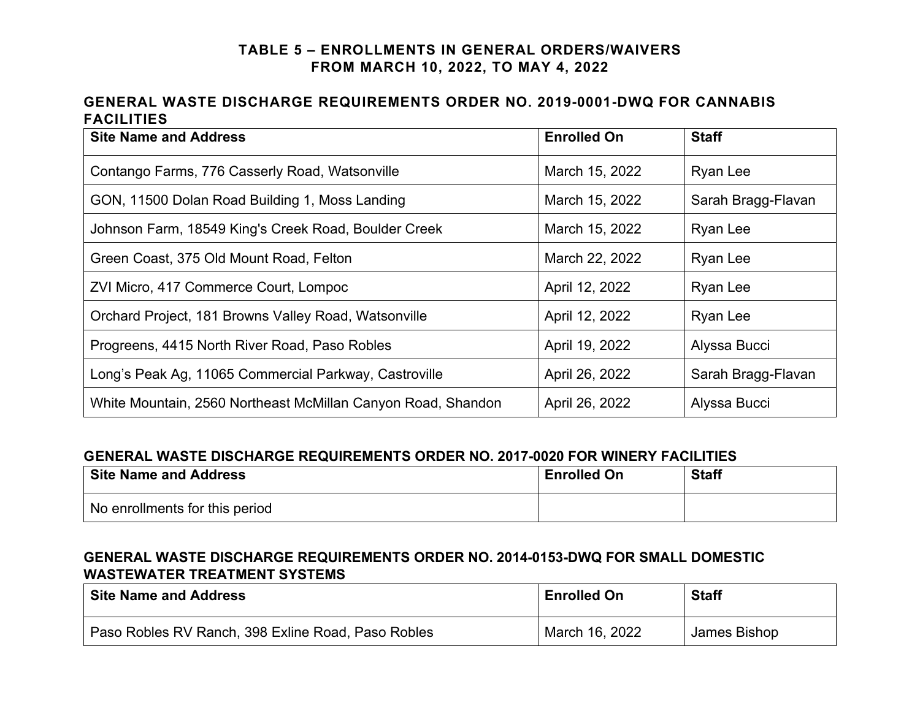# TABLE 5 – ENROLLMENTS IN GENERAL ORDERS/WAIVERS FROM MARCH 10, 2022, TO MAY 4, 2022

## GENERAL WASTE DISCHARGE REQUIREMENTS ORDER NO. 2019-0001-DWQ FOR CANNABIS FACILITIES

| Site Name and Address | Enrolled On | Staff |
|---|---|---|
| Contango Farms, 776 Casserly Road, Watsonville | March 15, 2022 | Ryan Lee |
| GON, 11500 Dolan Road Building 1, Moss Landing | March 15, 2022 | Sarah Bragg-Flavan |
| Johnson Farm, 18549 King's Creek Road, Boulder Creek | March 15, 2022 | Ryan Lee |
| Green Coast, 375 Old Mount Road, Felton | March 22, 2022 | Ryan Lee |
| ZVI Micro, 417 Commerce Court, Lompoc | April 12, 2022 | Ryan Lee |
| Orchard Project, 181 Browns Valley Road, Watsonville | April 12, 2022 | Ryan Lee |
| Progreens, 4415 North River Road, Paso Robles | April 19, 2022 | Alyssa Bucci |
| Long's Peak Ag, 11065 Commercial Parkway, Castroville | April 26, 2022 | Sarah Bragg-Flavan |
| White Mountain, 2560 Northeast McMillan Canyon Road, Shandon | April 26, 2022 | Alyssa Bucci |

## GENERAL WASTE DISCHARGE REQUIREMENTS ORDER NO. 2017-0020 FOR WINERY FACILITIES

| Site Name and Address | Enrolled On | Staff |
|---|---|---|
| No enrollments for this period | | |

## GENERAL WASTE DISCHARGE REQUIREMENTS ORDER NO. 2014-0153-DWQ FOR SMALL DOMESTIC WASTEWATER TREATMENT SYSTEMS

| Site Name and Address | Enrolled On | Staff |
|---|---|---|
| Paso Robles RV Ranch, 398 Exline Road, Paso Robles | March 16, 2022 | James Bishop |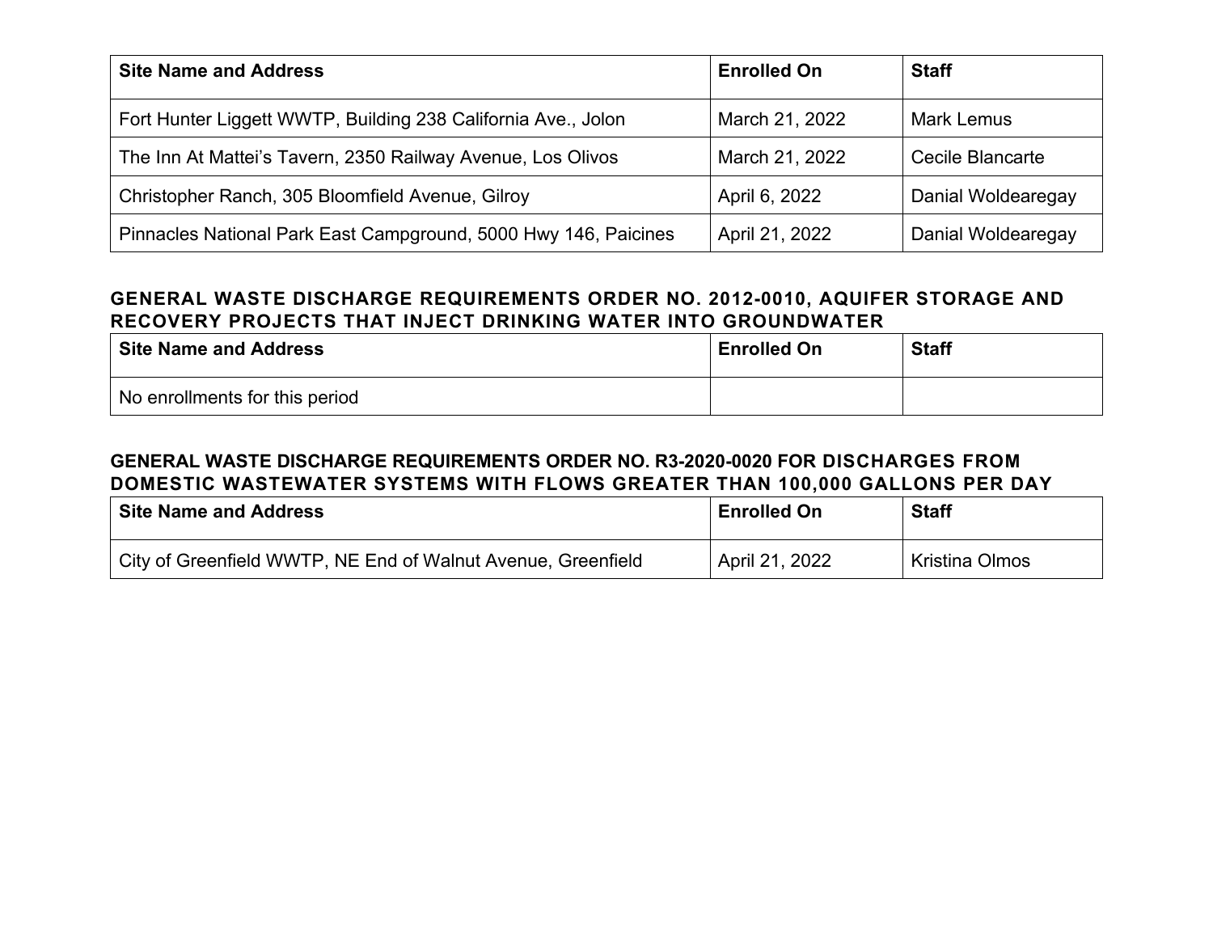| Site Name and Address | Enrolled On | Staff |
| --- | --- | --- |
| Fort Hunter Liggett WWTP, Building 238 California Ave., Jolon | March 21, 2022 | Mark Lemus |
| The Inn At Mattei's Tavern, 2350 Railway Avenue, Los Olivos | March 21, 2022 | Cecile Blancarte |
| Christopher Ranch, 305 Bloomfield Avenue, Gilroy | April 6, 2022 | Danial Woldearegay |
| Pinnacles National Park East Campground, 5000 Hwy 146, Paicines | April 21, 2022 | Danial Woldearegay |

### GENERAL WASTE DISCHARGE REQUIREMENTS ORDER NO. 2012-0010, AQUIFER STORAGE AND RECOVERY PROJECTS THAT INJECT DRINKING WATER INTO GROUNDWATER

| Site Name and Address | Enrolled On | Staff |
| --- | --- | --- |
| No enrollments for this period | | |

### GENERAL WASTE DISCHARGE REQUIREMENTS ORDER NO. R3-2020-0020 FOR DISCHARGES FROM DOMESTIC WASTEWATER SYSTEMS WITH FLOWS GREATER THAN 100,000 GALLONS PER DAY

| Site Name and Address | Enrolled On | Staff |
| --- | --- | --- |
| City of Greenfield WWTP, NE End of Walnut Avenue, Greenfield | April 21, 2022 | Kristina Olmos |